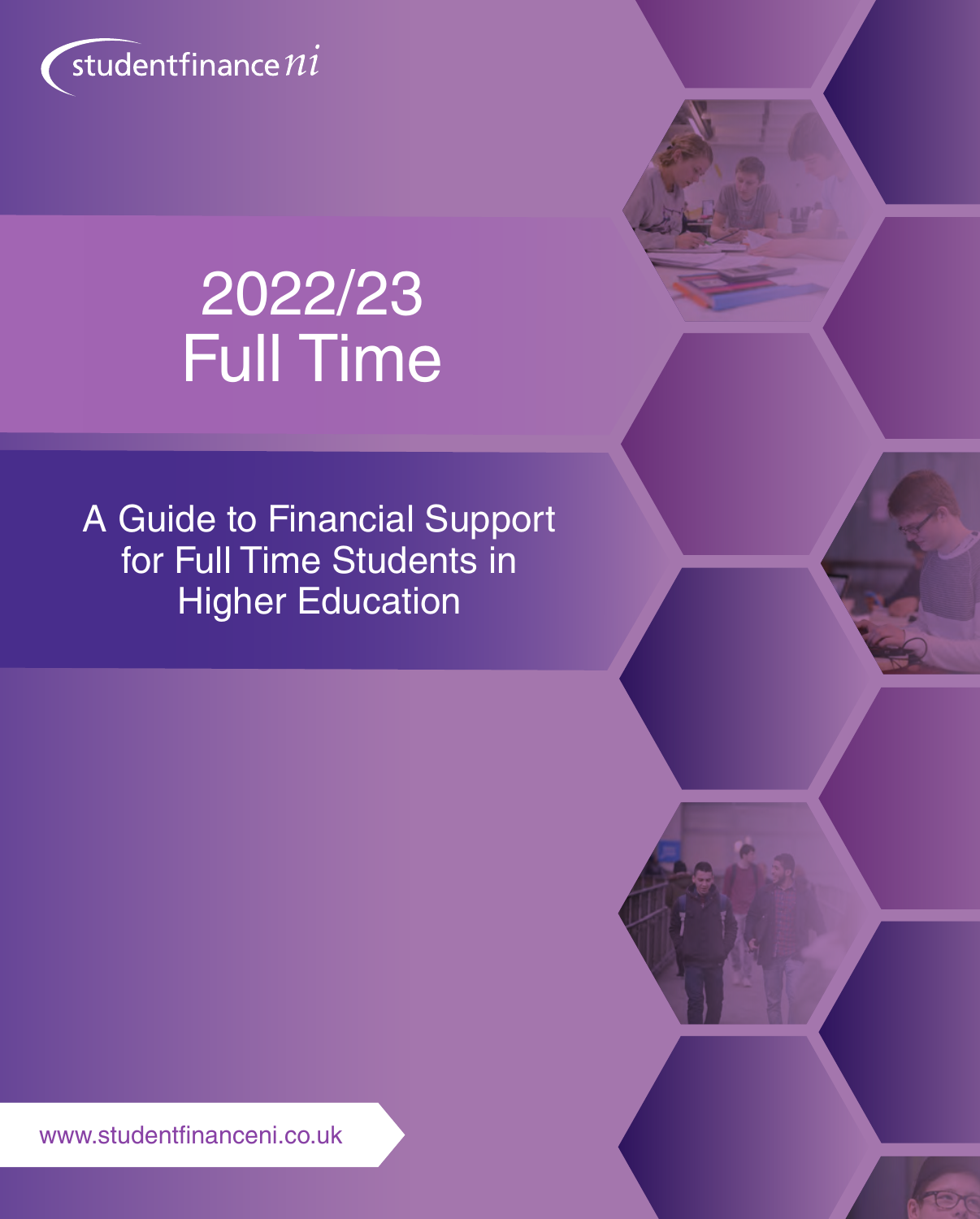studentfinance ni

# 2022/23 Full Time

## A Guide to Financial Support for Full Time Students in Higher Education

www.studentfinanceni.co.uk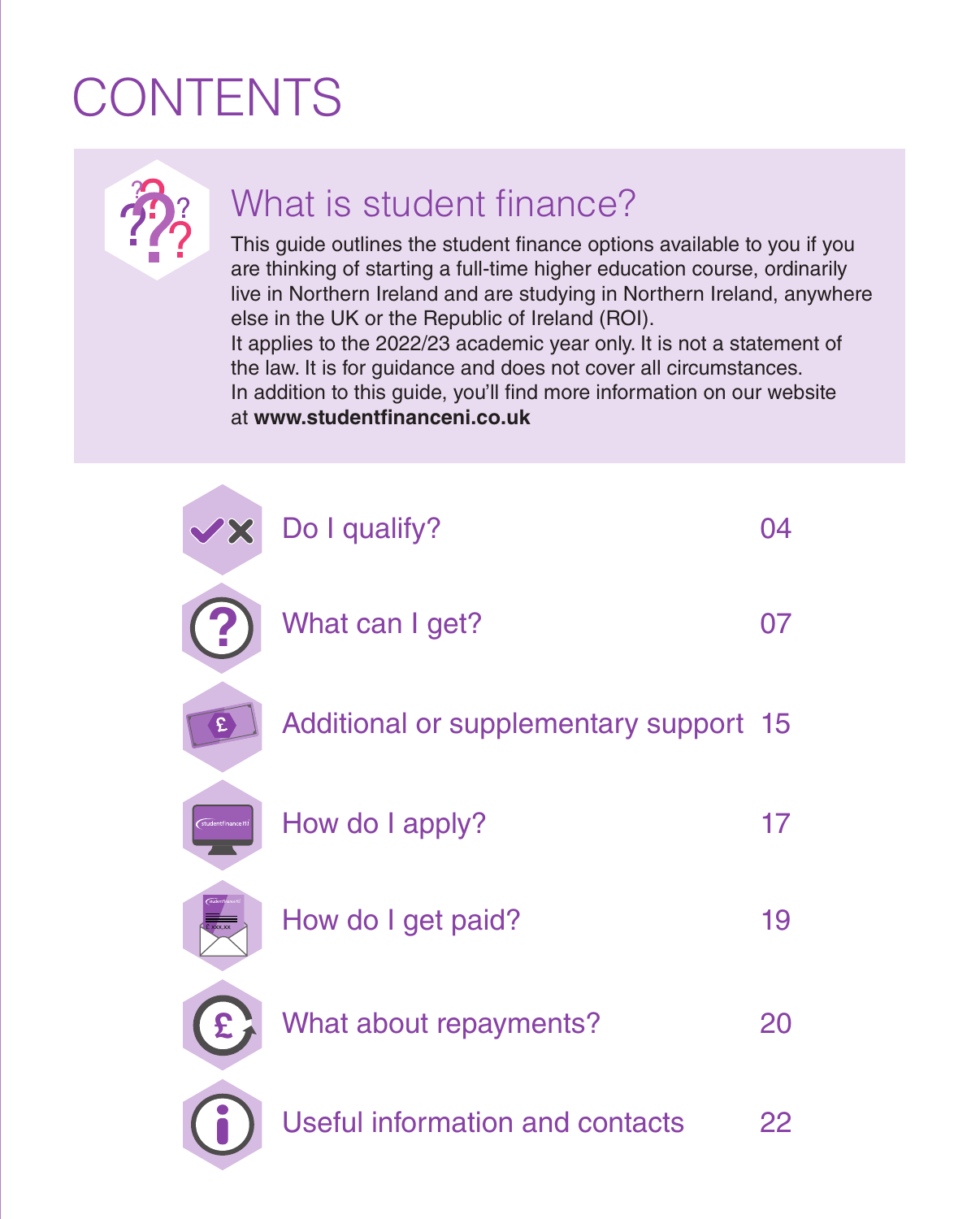# CONTENTS

## What is student finance?

This guide outlines the student finance options available to you if you are thinking of starting a full-time higher education course, ordinarily live in Northern Ireland and are studying in Northern Ireland, anywhere else in the UK or the Republic of Ireland (ROI).
It applies to the 2022/23 academic year only. It is not a statement of the law. It is for guidance and does not cover all circumstances.
In addition to this guide, you'll find more information on our website at **www.studentfinanceni.co.uk**

| Section | Page |
| --- | --- |
| Do I qualify? | 04 |
| What can I get? | 07 |
| Additional or supplementary support | 15 |
| How do I apply? | 17 |
| How do I get paid? | 19 |
| What about repayments? | 20 |
| Useful information and contacts | 22 |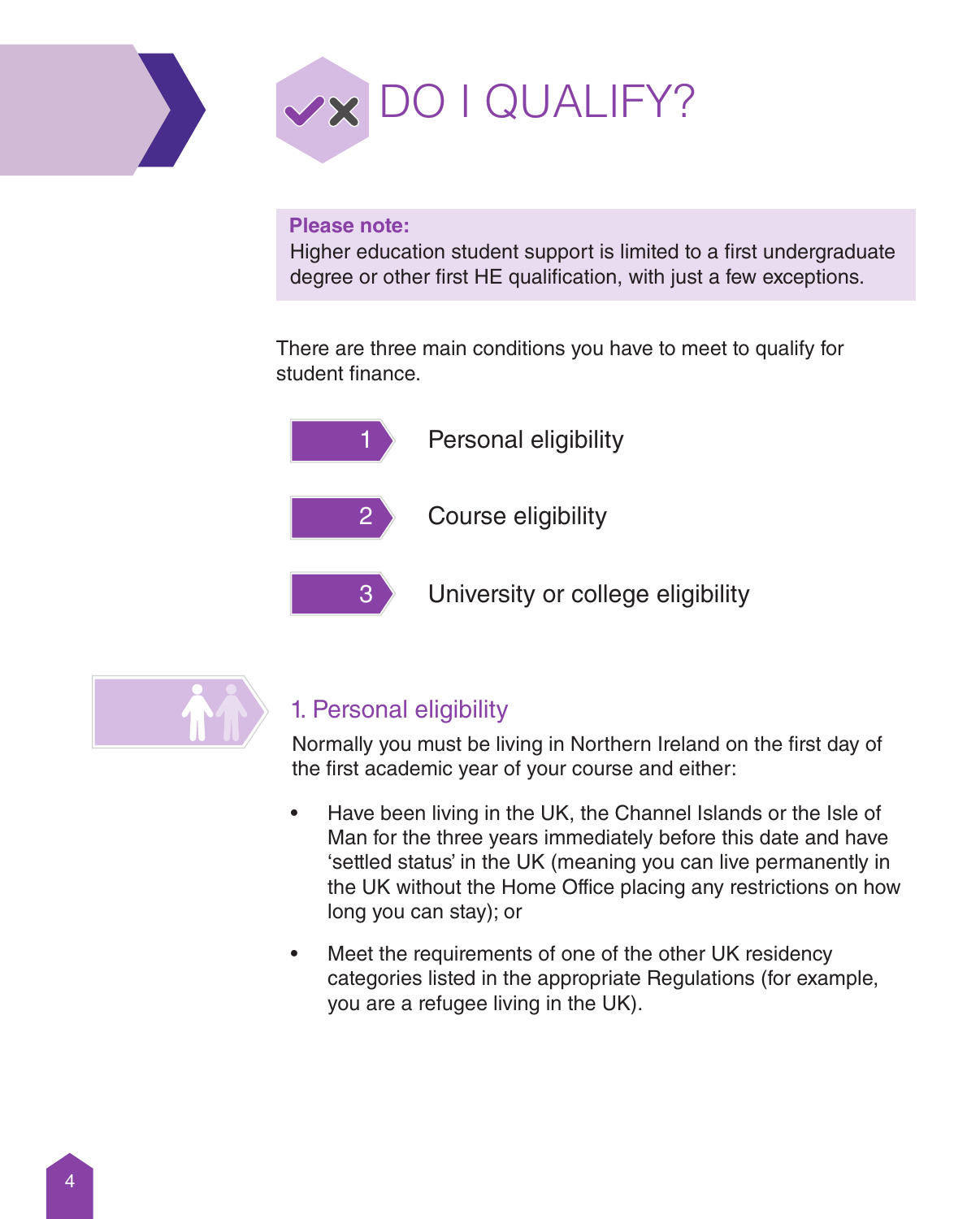# DO I QUALIFY?

**Please note:**
Higher education student support is limited to a first undergraduate degree or other first HE qualification, with just a few exceptions.

There are three main conditions you have to meet to qualify for student finance.

1. Personal eligibility
2. Course eligibility
3. University or college eligibility

## 1. Personal eligibility

Normally you must be living in Northern Ireland on the first day of the first academic year of your course and either:

- Have been living in the UK, the Channel Islands or the Isle of Man for the three years immediately before this date and have 'settled status' in the UK (meaning you can live permanently in the UK without the Home Office placing any restrictions on how long you can stay); or
- Meet the requirements of one of the other UK residency categories listed in the appropriate Regulations (for example, you are a refugee living in the UK).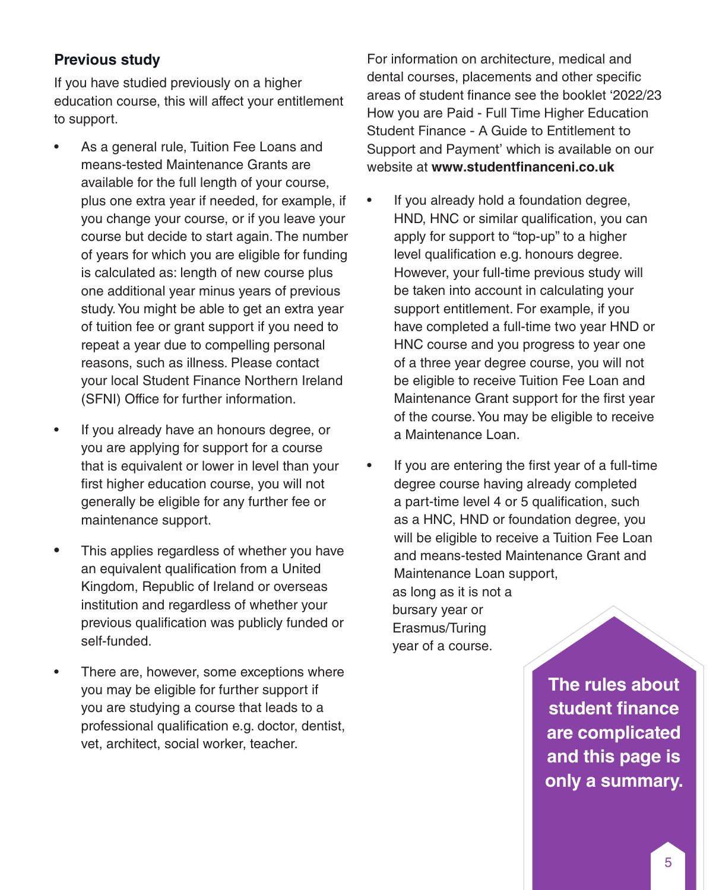## Previous study

If you have studied previously on a higher education course, this will affect your entitlement to support.

- As a general rule, Tuition Fee Loans and means-tested Maintenance Grants are available for the full length of your course, plus one extra year if needed, for example, if you change your course, or if you leave your course but decide to start again. The number of years for which you are eligible for funding is calculated as: length of new course plus one additional year minus years of previous study. You might be able to get an extra year of tuition fee or grant support if you need to repeat a year due to compelling personal reasons, such as illness. Please contact your local Student Finance Northern Ireland (SFNI) Office for further information.
- If you already have an honours degree, or you are applying for support for a course that is equivalent or lower in level than your first higher education course, you will not generally be eligible for any further fee or maintenance support.
- This applies regardless of whether you have an equivalent qualification from a United Kingdom, Republic of Ireland or overseas institution and regardless of whether your previous qualification was publicly funded or self-funded.
- There are, however, some exceptions where you may be eligible for further support if you are studying a course that leads to a professional qualification e.g. doctor, dentist, vet, architect, social worker, teacher.

For information on architecture, medical and dental courses, placements and other specific areas of student finance see the booklet '2022/23 How you are Paid - Full Time Higher Education Student Finance - A Guide to Entitlement to Support and Payment' which is available on our website at **www.studentfinanceni.co.uk**

- If you already hold a foundation degree, HND, HNC or similar qualification, you can apply for support to "top-up" to a higher level qualification e.g. honours degree. However, your full-time previous study will be taken into account in calculating your support entitlement. For example, if you have completed a full-time two year HND or HNC course and you progress to year one of a three year degree course, you will not be eligible to receive Tuition Fee Loan and Maintenance Grant support for the first year of the course. You may be eligible to receive a Maintenance Loan.
- If you are entering the first year of a full-time degree course having already completed a part-time level 4 or 5 qualification, such as a HNC, HND or foundation degree, you will be eligible to receive a Tuition Fee Loan and means-tested Maintenance Grant and Maintenance Loan support, as long as it is not a bursary year or Erasmus/Turing year of a course.

**The rules about student finance are complicated and this page is only a summary.**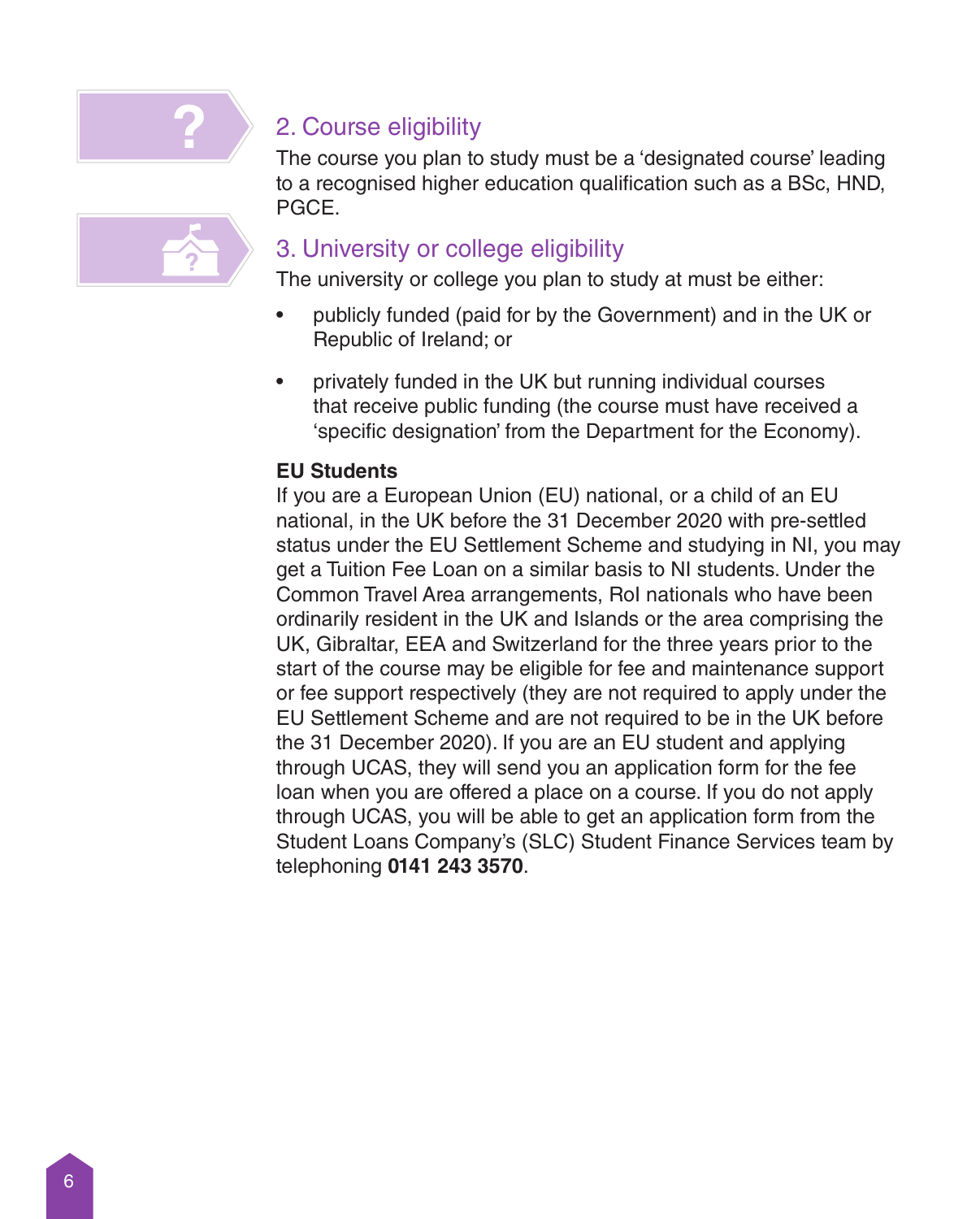## 2. Course eligibility

The course you plan to study must be a 'designated course' leading to a recognised higher education qualification such as a BSc, HND, PGCE.

## 3. University or college eligibility

The university or college you plan to study at must be either:

- publicly funded (paid for by the Government) and in the UK or Republic of Ireland; or
- privately funded in the UK but running individual courses that receive public funding (the course must have received a 'specific designation' from the Department for the Economy).

**EU Students**

If you are a European Union (EU) national, or a child of an EU national, in the UK before the 31 December 2020 with pre-settled status under the EU Settlement Scheme and studying in NI, you may get a Tuition Fee Loan on a similar basis to NI students. Under the Common Travel Area arrangements, RoI nationals who have been ordinarily resident in the UK and Islands or the area comprising the UK, Gibraltar, EEA and Switzerland for the three years prior to the start of the course may be eligible for fee and maintenance support or fee support respectively (they are not required to apply under the EU Settlement Scheme and are not required to be in the UK before the 31 December 2020). If you are an EU student and applying through UCAS, they will send you an application form for the fee loan when you are offered a place on a course. If you do not apply through UCAS, you will be able to get an application form from the Student Loans Company's (SLC) Student Finance Services team by telephoning **0141 243 3570**.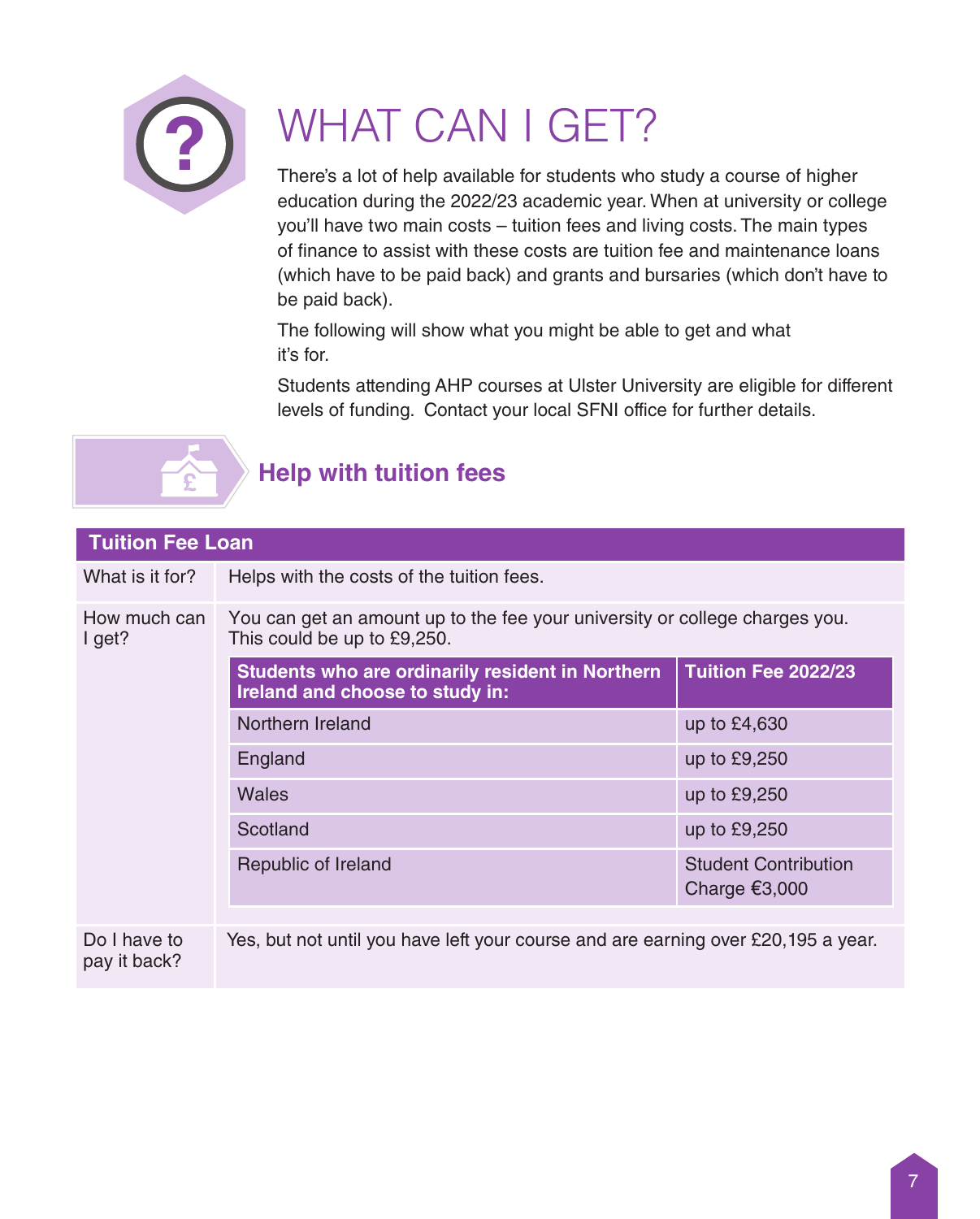# WHAT CAN I GET?

There's a lot of help available for students who study a course of higher education during the 2022/23 academic year. When at university or college you'll have two main costs – tuition fees and living costs. The main types of finance to assist with these costs are tuition fee and maintenance loans (which have to be paid back) and grants and bursaries (which don't have to be paid back).

The following will show what you might be able to get and what it's for.

Students attending AHP courses at Ulster University are eligible for different levels of funding. Contact your local SFNI office for further details.

## Help with tuition fees

| Tuition Fee Loan | |
|---|---|
| What is it for? | Helps with the costs of the tuition fees. |
| How much can I get? | You can get an amount up to the fee your university or college charges you. This could be up to £9,250. |
| Do I have to pay it back? | Yes, but not until you have left your course and are earning over £20,195 a year. |

| Students who are ordinarily resident in Northern Ireland and choose to study in: | Tuition Fee 2022/23 |
|---|---|
| Northern Ireland | up to £4,630 |
| England | up to £9,250 |
| Wales | up to £9,250 |
| Scotland | up to £9,250 |
| Republic of Ireland | Student Contribution Charge €3,000 |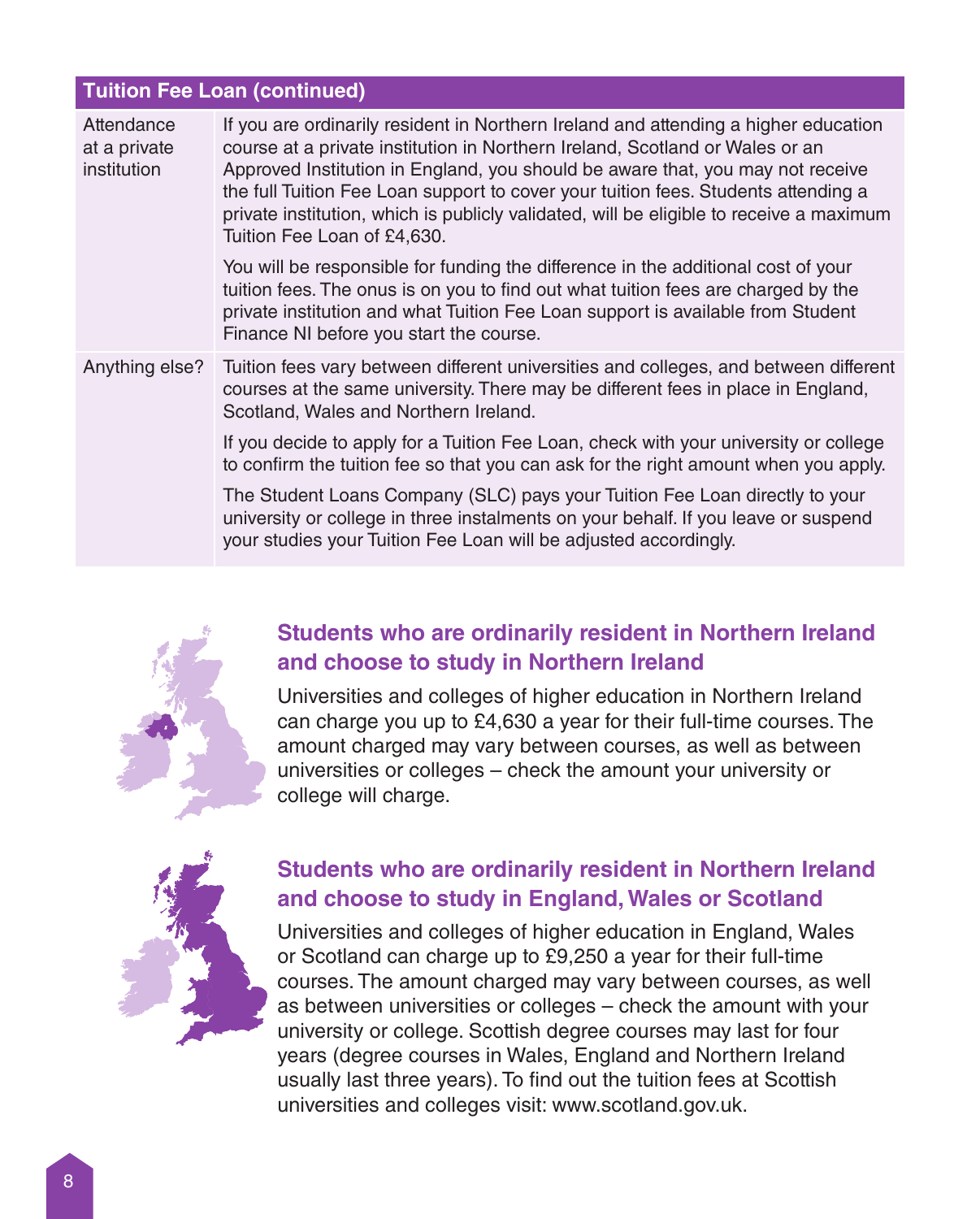| Tuition Fee Loan (continued) | |
|---|---|
| Attendance at a private institution | If you are ordinarily resident in Northern Ireland and attending a higher education course at a private institution in Northern Ireland, Scotland or Wales or an Approved Institution in England, you should be aware that, you may not receive the full Tuition Fee Loan support to cover your tuition fees. Students attending a private institution, which is publicly validated, will be eligible to receive a maximum Tuition Fee Loan of £4,630.<br><br>You will be responsible for funding the difference in the additional cost of your tuition fees. The onus is on you to find out what tuition fees are charged by the private institution and what Tuition Fee Loan support is available from Student Finance NI before you start the course. |
| Anything else? | Tuition fees vary between different universities and colleges, and between different courses at the same university. There may be different fees in place in England, Scotland, Wales and Northern Ireland.<br><br>If you decide to apply for a Tuition Fee Loan, check with your university or college to confirm the tuition fee so that you can ask for the right amount when you apply.<br><br>The Student Loans Company (SLC) pays your Tuition Fee Loan directly to your university or college in three instalments on your behalf. If you leave or suspend your studies your Tuition Fee Loan will be adjusted accordingly. |

## Students who are ordinarily resident in Northern Ireland and choose to study in Northern Ireland

Universities and colleges of higher education in Northern Ireland can charge you up to £4,630 a year for their full-time courses. The amount charged may vary between courses, as well as between universities or colleges – check the amount your university or college will charge.

## Students who are ordinarily resident in Northern Ireland and choose to study in England, Wales or Scotland

Universities and colleges of higher education in England, Wales or Scotland can charge up to £9,250 a year for their full-time courses. The amount charged may vary between courses, as well as between universities or colleges – check the amount with your university or college. Scottish degree courses may last for four years (degree courses in Wales, England and Northern Ireland usually last three years). To find out the tuition fees at Scottish universities and colleges visit: www.scotland.gov.uk.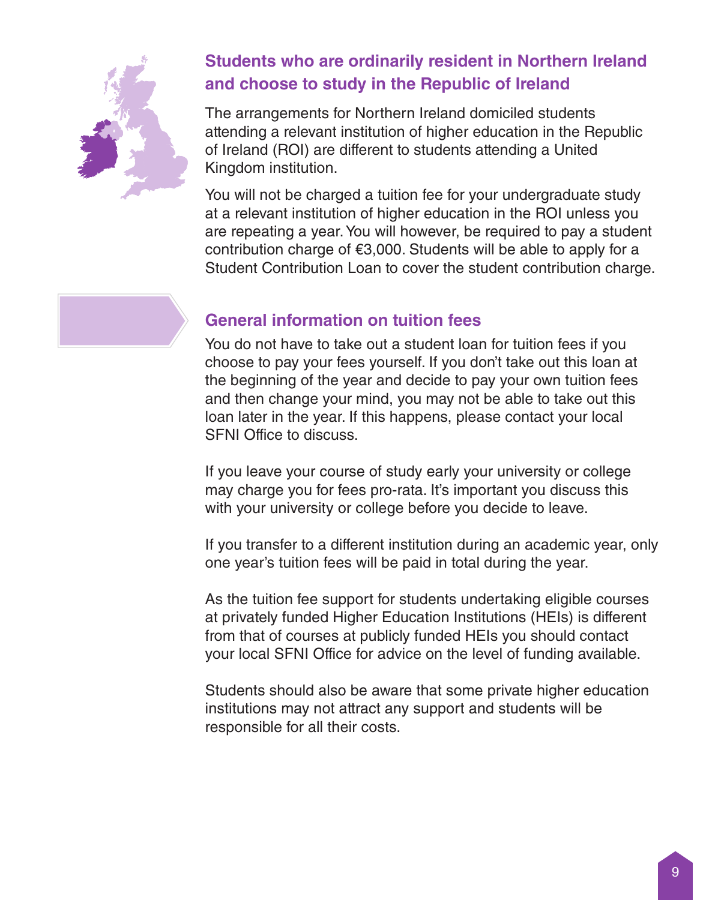## Students who are ordinarily resident in Northern Ireland and choose to study in the Republic of Ireland

The arrangements for Northern Ireland domiciled students attending a relevant institution of higher education in the Republic of Ireland (ROI) are different to students attending a United Kingdom institution.

You will not be charged a tuition fee for your undergraduate study at a relevant institution of higher education in the ROI unless you are repeating a year. You will however, be required to pay a student contribution charge of €3,000. Students will be able to apply for a Student Contribution Loan to cover the student contribution charge.

## General information on tuition fees

You do not have to take out a student loan for tuition fees if you choose to pay your fees yourself. If you don't take out this loan at the beginning of the year and decide to pay your own tuition fees and then change your mind, you may not be able to take out this loan later in the year. If this happens, please contact your local SFNI Office to discuss.

If you leave your course of study early your university or college may charge you for fees pro-rata. It's important you discuss this with your university or college before you decide to leave.

If you transfer to a different institution during an academic year, only one year's tuition fees will be paid in total during the year.

As the tuition fee support for students undertaking eligible courses at privately funded Higher Education Institutions (HEIs) is different from that of courses at publicly funded HEIs you should contact your local SFNI Office for advice on the level of funding available.

Students should also be aware that some private higher education institutions may not attract any support and students will be responsible for all their costs.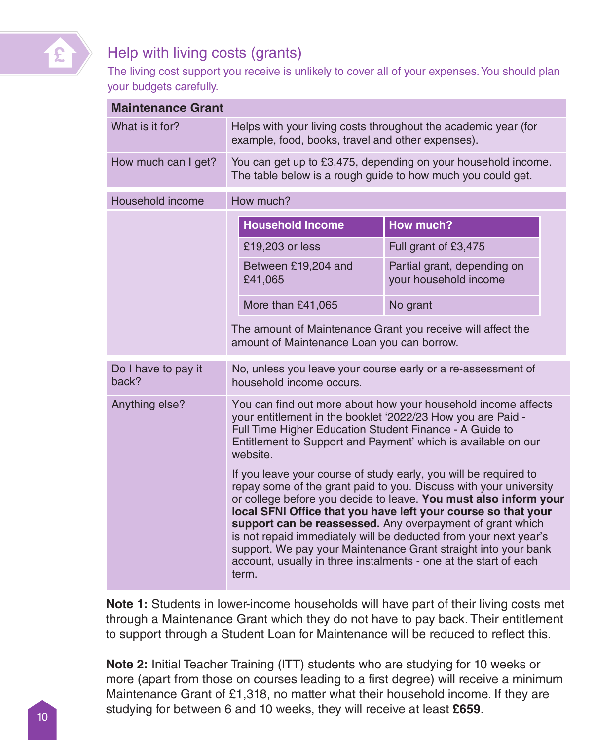## Help with living costs (grants)

The living cost support you receive is unlikely to cover all of your expenses. You should plan your budgets carefully.

| Maintenance Grant | |
|---|---|
| What is it for? | Helps with your living costs throughout the academic year (for example, food, books, travel and other expenses). |
| How much can I get? | You can get up to £3,475, depending on your household income. The table below is a rough guide to how much you could get. |
| Household income | How much? |

| Household Income | How much? |
|---|---|
| £19,203 or less | Full grant of £3,475 |
| Between £19,204 and £41,065 | Partial grant, depending on your household income |
| More than £41,065 | No grant |

The amount of Maintenance Grant you receive will affect the amount of Maintenance Loan you can borrow.

| | |
|---|---|
| Do I have to pay it back? | No, unless you leave your course early or a re-assessment of household income occurs. |
| Anything else? | You can find out more about how your household income affects your entitlement in the booklet '2022/23 How you are Paid - Full Time Higher Education Student Finance - A Guide to Entitlement to Support and Payment' which is available on our website.<br><br>If you leave your course of study early, you will be required to repay some of the grant paid to you. Discuss with your university or college before you decide to leave. **You must also inform your local SFNI Office that you have left your course so that your support can be reassessed.** Any overpayment of grant which is not repaid immediately will be deducted from your next year's support. We pay your Maintenance Grant straight into your bank account, usually in three instalments - one at the start of each term. |

**Note 1:** Students in lower-income households will have part of their living costs met through a Maintenance Grant which they do not have to pay back. Their entitlement to support through a Student Loan for Maintenance will be reduced to reflect this.

**Note 2:** Initial Teacher Training (ITT) students who are studying for 10 weeks or more (apart from those on courses leading to a first degree) will receive a minimum Maintenance Grant of £1,318, no matter what their household income. If they are studying for between 6 and 10 weeks, they will receive at least **£659**.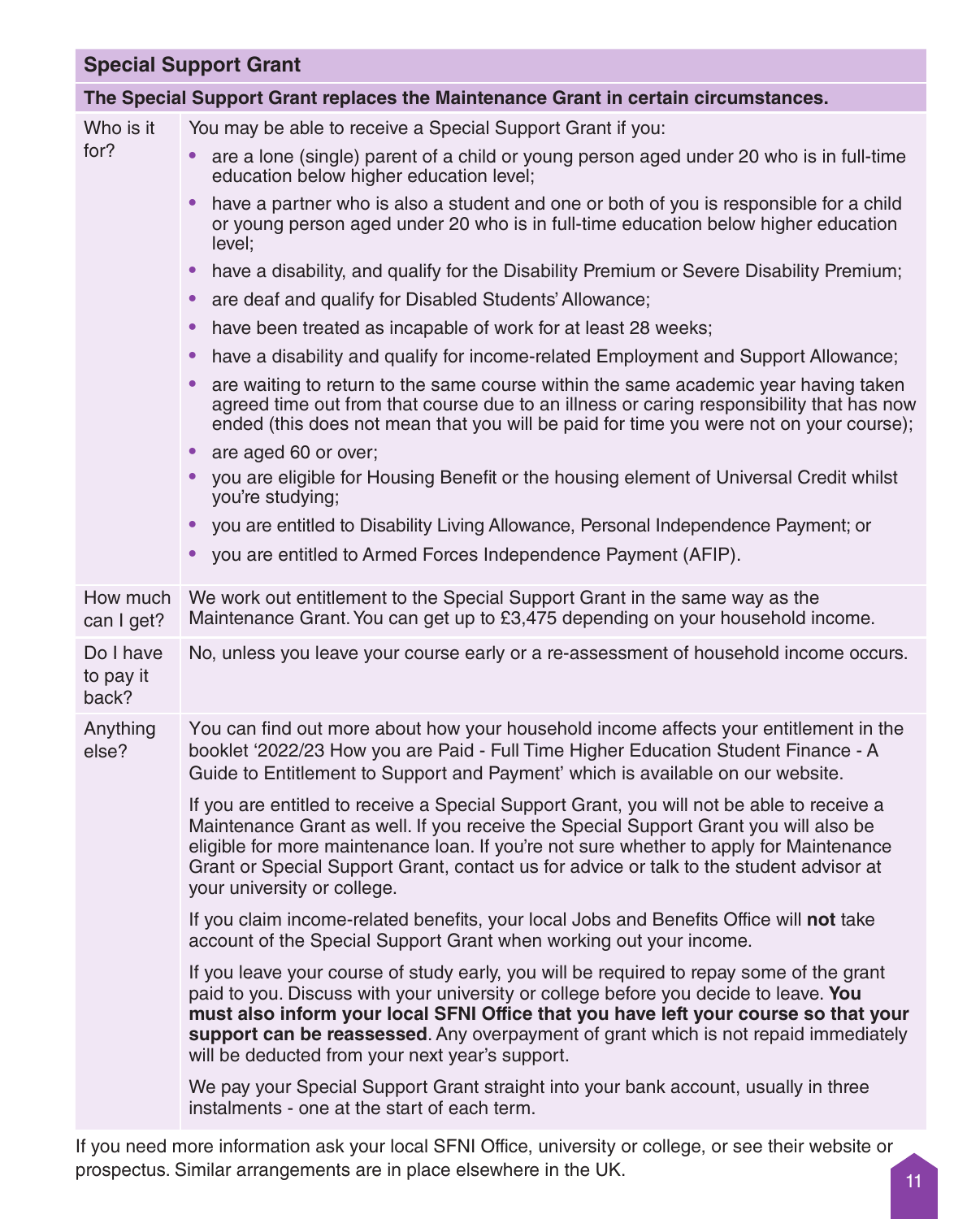## Special Support Grant

**The Special Support Grant replaces the Maintenance Grant in certain circumstances.**

| | |
|---|---|
| Who is it for? | You may be able to receive a Special Support Grant if you:<br>• are a lone (single) parent of a child or young person aged under 20 who is in full-time education below higher education level;<br>• have a partner who is also a student and one or both of you is responsible for a child or young person aged under 20 who is in full-time education below higher education level;<br>• have a disability, and qualify for the Disability Premium or Severe Disability Premium;<br>• are deaf and qualify for Disabled Students' Allowance;<br>• have been treated as incapable of work for at least 28 weeks;<br>• have a disability and qualify for income-related Employment and Support Allowance;<br>• are waiting to return to the same course within the same academic year having taken agreed time out from that course due to an illness or caring responsibility that has now ended (this does not mean that you will be paid for time you were not on your course);<br>• are aged 60 or over;<br>• you are eligible for Housing Benefit or the housing element of Universal Credit whilst you're studying;<br>• you are entitled to Disability Living Allowance, Personal Independence Payment; or<br>• you are entitled to Armed Forces Independence Payment (AFIP). |
| How much can I get? | We work out entitlement to the Special Support Grant in the same way as the Maintenance Grant. You can get up to £3,475 depending on your household income. |
| Do I have to pay it back? | No, unless you leave your course early or a re-assessment of household income occurs. |
| Anything else? | You can find out more about how your household income affects your entitlement in the booklet '2022/23 How you are Paid - Full Time Higher Education Student Finance - A Guide to Entitlement to Support and Payment' which is available on our website.<br><br>If you are entitled to receive a Special Support Grant, you will not be able to receive a Maintenance Grant as well. If you receive the Special Support Grant you will also be eligible for more maintenance loan. If you're not sure whether to apply for Maintenance Grant or Special Support Grant, contact us for advice or talk to the student advisor at your university or college.<br><br>If you claim income-related benefits, your local Jobs and Benefits Office will **not** take account of the Special Support Grant when working out your income.<br><br>If you leave your course of study early, you will be required to repay some of the grant paid to you. Discuss with your university or college before you decide to leave. **You must also inform your local SFNI Office that you have left your course so that your support can be reassessed**. Any overpayment of grant which is not repaid immediately will be deducted from your next year's support.<br><br>We pay your Special Support Grant straight into your bank account, usually in three instalments - one at the start of each term. |

If you need more information ask your local SFNI Office, university or college, or see their website or prospectus. Similar arrangements are in place elsewhere in the UK.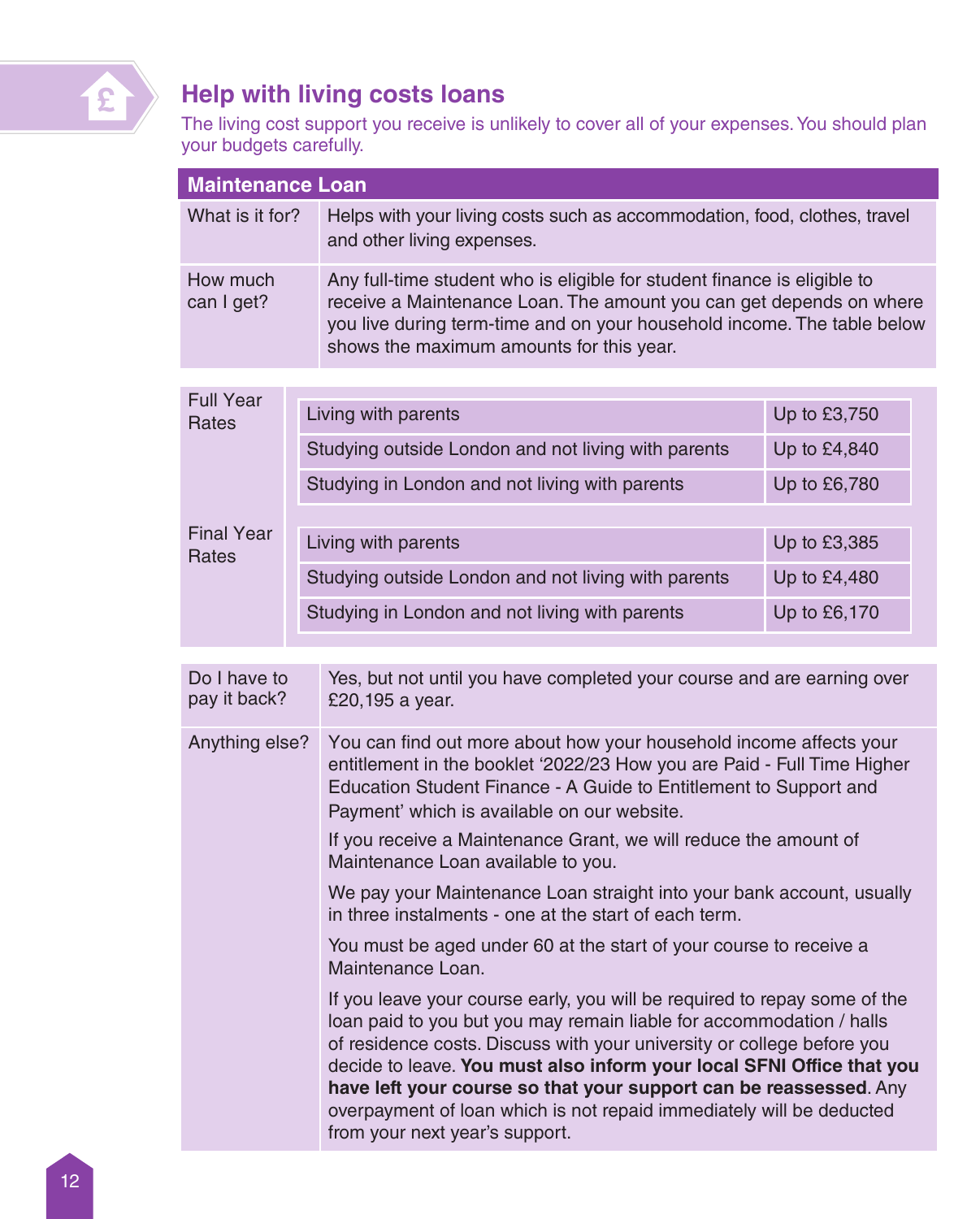## Help with living costs loans

The living cost support you receive is unlikely to cover all of your expenses. You should plan your budgets carefully.

| Maintenance Loan | |
|---|---|
| What is it for? | Helps with your living costs such as accommodation, food, clothes, travel and other living expenses. |
| How much can I get? | Any full-time student who is eligible for student finance is eligible to receive a Maintenance Loan. The amount you can get depends on where you live during term-time and on your household income. The table below shows the maximum amounts for this year. |

| | | |
|---|---|---|
| Full Year Rates | Living with parents | Up to £3,750 |
| | Studying outside London and not living with parents | Up to £4,840 |
| | Studying in London and not living with parents | Up to £6,780 |
| Final Year Rates | Living with parents | Up to £3,385 |
| | Studying outside London and not living with parents | Up to £4,480 |
| | Studying in London and not living with parents | Up to £6,170 |

| | |
|---|---|
| Do I have to pay it back? | Yes, but not until you have completed your course and are earning over £20,195 a year. |
| Anything else? | You can find out more about how your household income affects your entitlement in the booklet '2022/23 How you are Paid - Full Time Higher Education Student Finance - A Guide to Entitlement to Support and Payment' which is available on our website.<br><br>If you receive a Maintenance Grant, we will reduce the amount of Maintenance Loan available to you.<br><br>We pay your Maintenance Loan straight into your bank account, usually in three instalments - one at the start of each term.<br><br>You must be aged under 60 at the start of your course to receive a Maintenance Loan.<br><br>If you leave your course early, you will be required to repay some of the loan paid to you but you may remain liable for accommodation / halls of residence costs. Discuss with your university or college before you decide to leave. **You must also inform your local SFNI Office that you have left your course so that your support can be reassessed**. Any overpayment of loan which is not repaid immediately will be deducted from your next year's support. |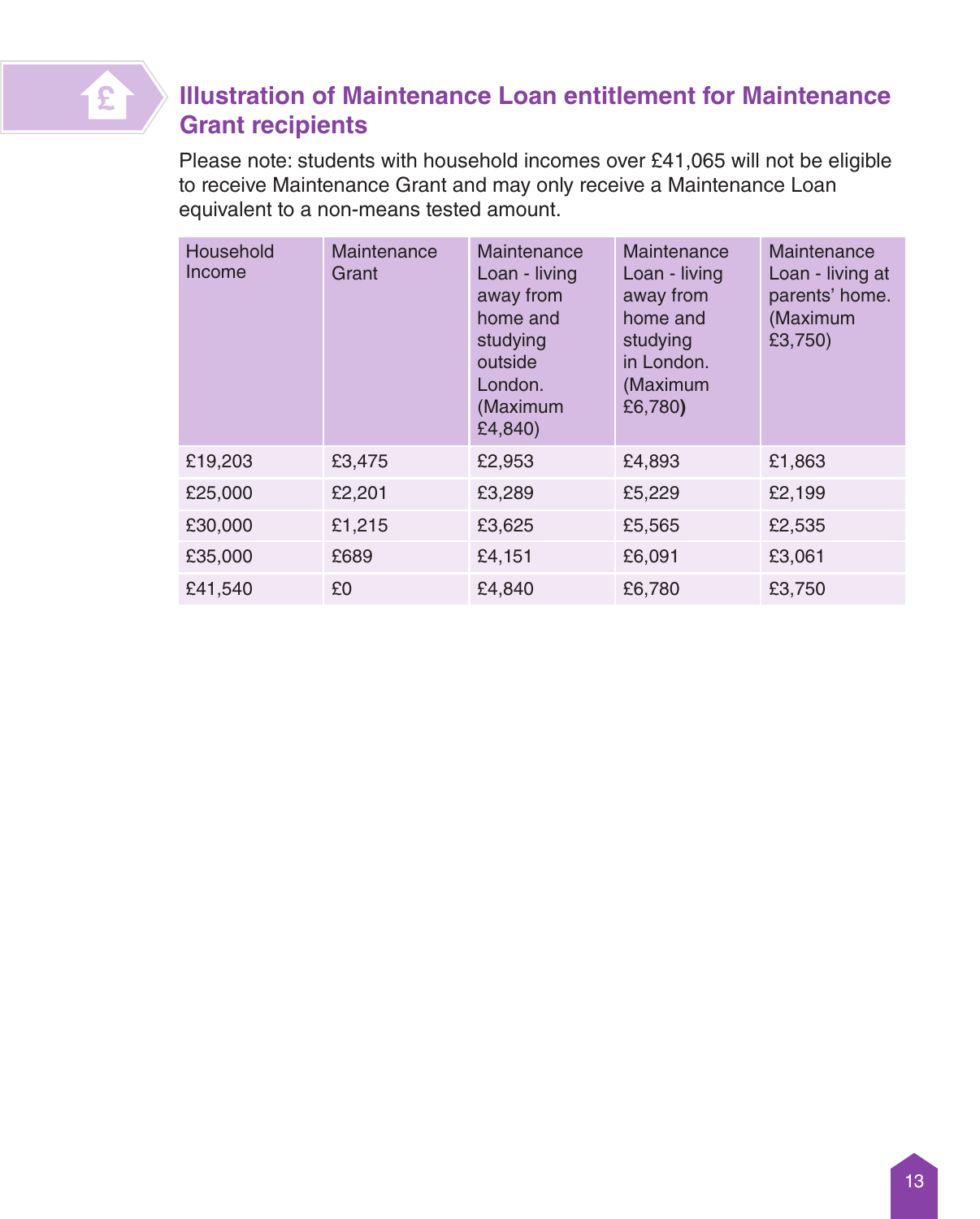## Illustration of Maintenance Loan entitlement for Maintenance Grant recipients

Please note: students with household incomes over £41,065 will not be eligible to receive Maintenance Grant and may only receive a Maintenance Loan equivalent to a non-means tested amount.

| Household Income | Maintenance Grant | Maintenance Loan - living away from home and studying outside London. (Maximum £4,840) | Maintenance Loan - living away from home and studying in London. (Maximum £6,780) | Maintenance Loan - living at parents' home. (Maximum £3,750) |
|---|---|---|---|---|
| £19,203 | £3,475 | £2,953 | £4,893 | £1,863 |
| £25,000 | £2,201 | £3,289 | £5,229 | £2,199 |
| £30,000 | £1,215 | £3,625 | £5,565 | £2,535 |
| £35,000 | £689 | £4,151 | £6,091 | £3,061 |
| £41,540 | £0 | £4,840 | £6,780 | £3,750 |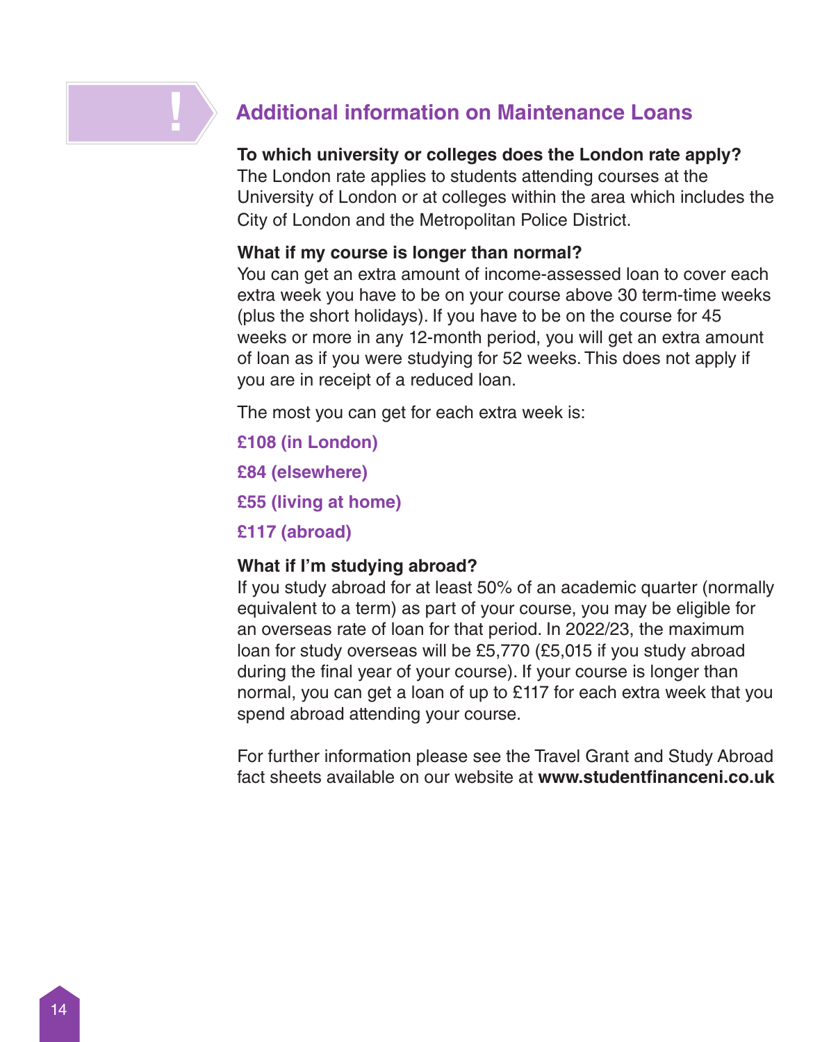## Additional information on Maintenance Loans

**To which university or colleges does the London rate apply?**
The London rate applies to students attending courses at the University of London or at colleges within the area which includes the City of London and the Metropolitan Police District.

**What if my course is longer than normal?**
You can get an extra amount of income-assessed loan to cover each extra week you have to be on your course above 30 term-time weeks (plus the short holidays). If you have to be on the course for 45 weeks or more in any 12-month period, you will get an extra amount of loan as if you were studying for 52 weeks. This does not apply if you are in receipt of a reduced loan.

The most you can get for each extra week is:

**£108 (in London)**

**£84 (elsewhere)**

**£55 (living at home)**

**£117 (abroad)**

**What if I'm studying abroad?**
If you study abroad for at least 50% of an academic quarter (normally equivalent to a term) as part of your course, you may be eligible for an overseas rate of loan for that period. In 2022/23, the maximum loan for study overseas will be £5,770 (£5,015 if you study abroad during the final year of your course). If your course is longer than normal, you can get a loan of up to £117 for each extra week that you spend abroad attending your course.

For further information please see the Travel Grant and Study Abroad fact sheets available on our website at **www.studentfinanceni.co.uk**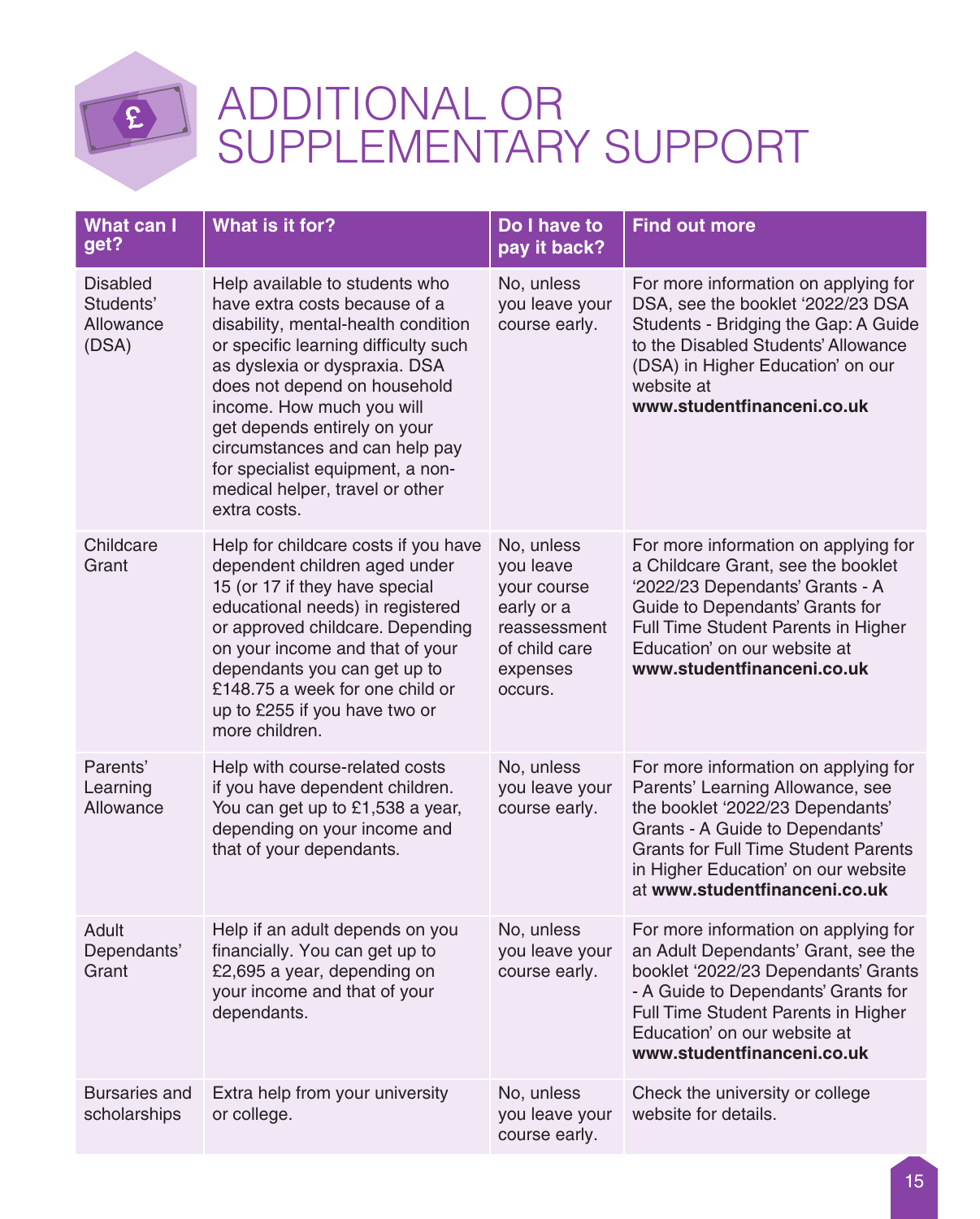# ADDITIONAL OR SUPPLEMENTARY SUPPORT

| What can I get? | What is it for? | Do I have to pay it back? | Find out more |
|---|---|---|---|
| Disabled Students' Allowance (DSA) | Help available to students who have extra costs because of a disability, mental-health condition or specific learning difficulty such as dyslexia or dyspraxia. DSA does not depend on household income. How much you will get depends entirely on your circumstances and can help pay for specialist equipment, a non-medical helper, travel or other extra costs. | No, unless you leave your course early. | For more information on applying for DSA, see the booklet '2022/23 DSA Students - Bridging the Gap: A Guide to the Disabled Students' Allowance (DSA) in Higher Education' on our website at **www.studentfinanceni.co.uk** |
| Childcare Grant | Help for childcare costs if you have dependent children aged under 15 (or 17 if they have special educational needs) in registered or approved childcare. Depending on your income and that of your dependants you can get up to £148.75 a week for one child or up to £255 if you have two or more children. | No, unless you leave your course early or a reassessment of child care expenses occurs. | For more information on applying for a Childcare Grant, see the booklet '2022/23 Dependants' Grants - A Guide to Dependants' Grants for Full Time Student Parents in Higher Education' on our website at **www.studentfinanceni.co.uk** |
| Parents' Learning Allowance | Help with course-related costs if you have dependent children. You can get up to £1,538 a year, depending on your income and that of your dependants. | No, unless you leave your course early. | For more information on applying for Parents' Learning Allowance, see the booklet '2022/23 Dependants' Grants - A Guide to Dependants' Grants for Full Time Student Parents in Higher Education' on our website at **www.studentfinanceni.co.uk** |
| Adult Dependants' Grant | Help if an adult depends on you financially. You can get up to £2,695 a year, depending on your income and that of your dependants. | No, unless you leave your course early. | For more information on applying for an Adult Dependants' Grant, see the booklet '2022/23 Dependants' Grants - A Guide to Dependants' Grants for Full Time Student Parents in Higher Education' on our website at **www.studentfinanceni.co.uk** |
| Bursaries and scholarships | Extra help from your university or college. | No, unless you leave your course early. | Check the university or college website for details. |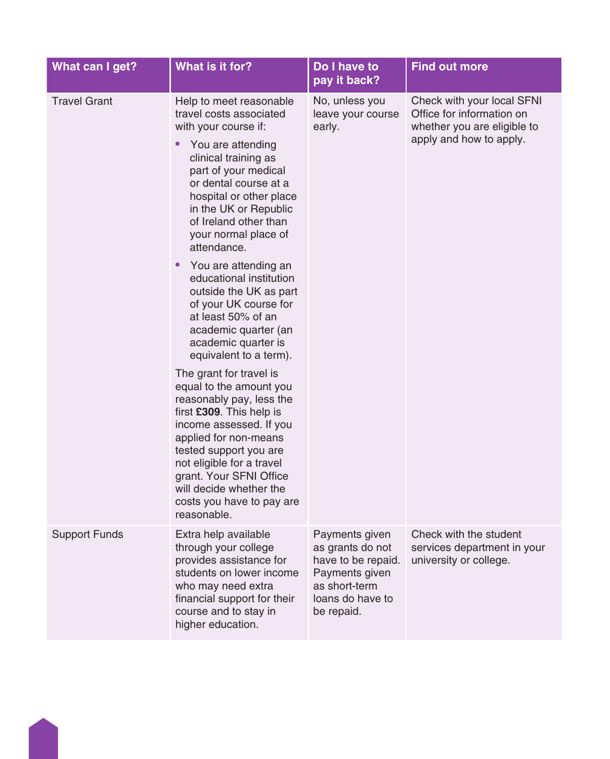| What can I get? | What is it for? | Do I have to pay it back? | Find out more |
| --- | --- | --- | --- |
| Travel Grant | Help to meet reasonable travel costs associated with your course if:<br>• You are attending clinical training as part of your medical or dental course at a hospital or other place in the UK or Republic of Ireland other than your normal place of attendance.<br>• You are attending an educational institution outside the UK as part of your UK course for at least 50% of an academic quarter (an academic quarter is equivalent to a term).<br>The grant for travel is equal to the amount you reasonably pay, less the first **£309**. This help is income assessed. If you applied for non-means tested support you are not eligible for a travel grant. Your SFNI Office will decide whether the costs you have to pay are reasonable. | No, unless you leave your course early. | Check with your local SFNI Office for information on whether you are eligible to apply and how to apply. |
| Support Funds | Extra help available through your college provides assistance for students on lower income who may need extra financial support for their course and to stay in higher education. | Payments given as grants do not have to be repaid. Payments given as short-term loans do have to be repaid. | Check with the student services department in your university or college. |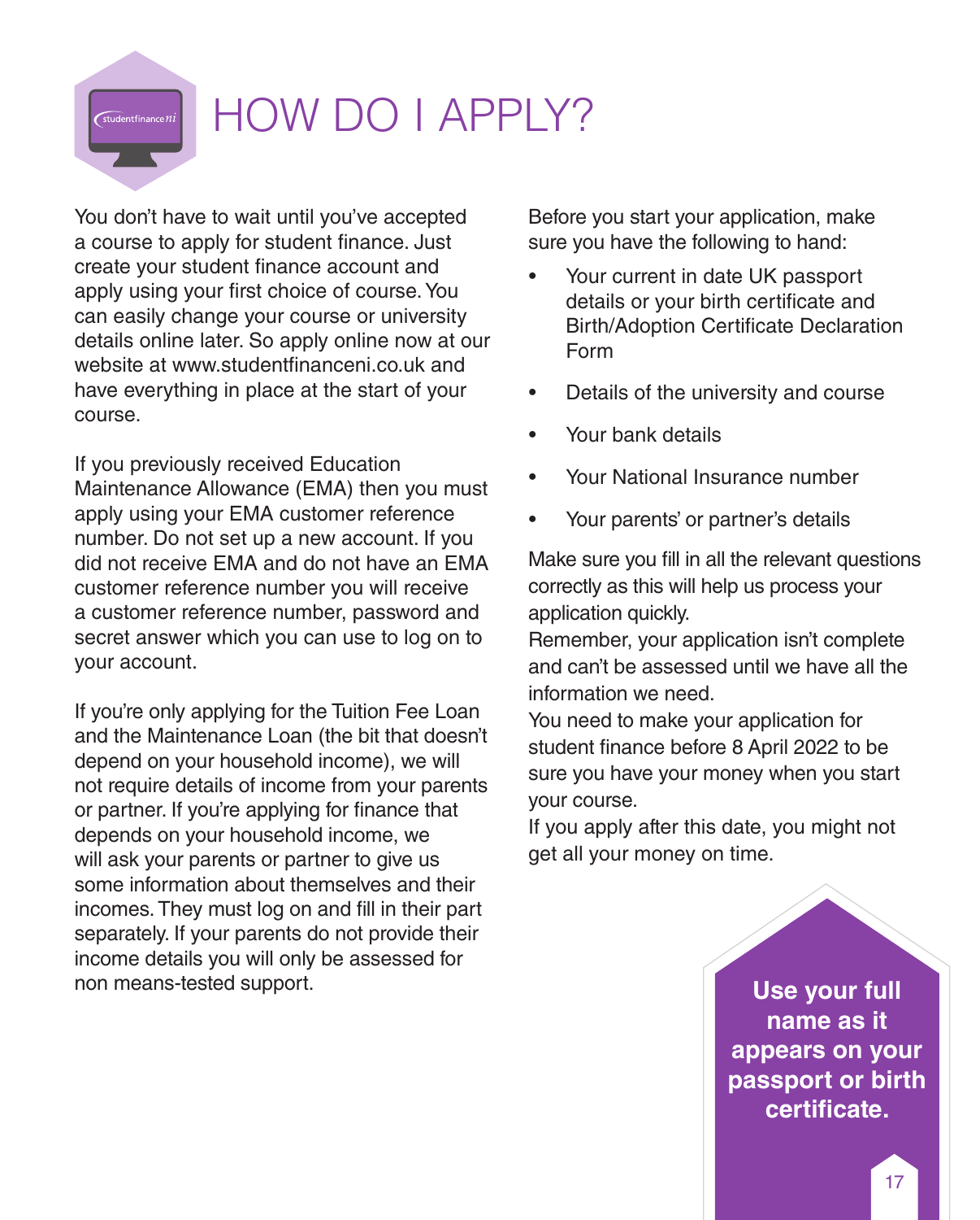# HOW DO I APPLY?

You don't have to wait until you've accepted a course to apply for student finance. Just create your student finance account and apply using your first choice of course. You can easily change your course or university details online later. So apply online now at our website at www.studentfinanceni.co.uk and have everything in place at the start of your course.

If you previously received Education Maintenance Allowance (EMA) then you must apply using your EMA customer reference number. Do not set up a new account. If you did not receive EMA and do not have an EMA customer reference number you will receive a customer reference number, password and secret answer which you can use to log on to your account.

If you're only applying for the Tuition Fee Loan and the Maintenance Loan (the bit that doesn't depend on your household income), we will not require details of income from your parents or partner. If you're applying for finance that depends on your household income, we will ask your parents or partner to give us some information about themselves and their incomes. They must log on and fill in their part separately. If your parents do not provide their income details you will only be assessed for non means-tested support.

Before you start your application, make sure you have the following to hand:

- Your current in date UK passport details or your birth certificate and Birth/Adoption Certificate Declaration Form
- Details of the university and course
- Your bank details
- Your National Insurance number
- Your parents' or partner's details

Make sure you fill in all the relevant questions correctly as this will help us process your application quickly.

Remember, your application isn't complete and can't be assessed until we have all the information we need.

You need to make your application for student finance before 8 April 2022 to be sure you have your money when you start your course.

If you apply after this date, you might not get all your money on time.

**Use your full name as it appears on your passport or birth certificate.**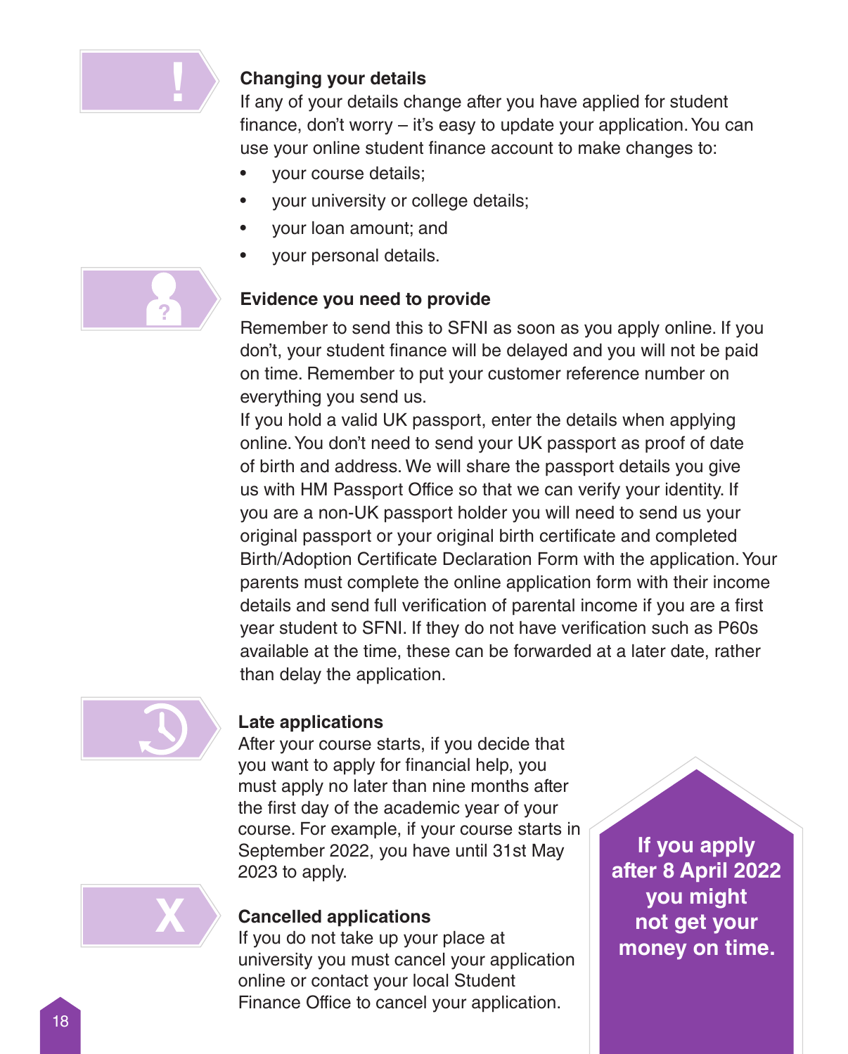### Changing your details

If any of your details change after you have applied for student finance, don't worry – it's easy to update your application. You can use your online student finance account to make changes to:

- your course details;
- your university or college details;
- your loan amount; and
- your personal details.

### Evidence you need to provide

Remember to send this to SFNI as soon as you apply online. If you don't, your student finance will be delayed and you will not be paid on time. Remember to put your customer reference number on everything you send us.

If you hold a valid UK passport, enter the details when applying online. You don't need to send your UK passport as proof of date of birth and address. We will share the passport details you give us with HM Passport Office so that we can verify your identity. If you are a non-UK passport holder you will need to send us your original passport or your original birth certificate and completed Birth/Adoption Certificate Declaration Form with the application. Your parents must complete the online application form with their income details and send full verification of parental income if you are a first year student to SFNI. If they do not have verification such as P60s available at the time, these can be forwarded at a later date, rather than delay the application.

### Late applications

After your course starts, if you decide that you want to apply for financial help, you must apply no later than nine months after the first day of the academic year of your course. For example, if your course starts in September 2022, you have until 31st May 2023 to apply.

**If you apply after 8 April 2022 you might not get your money on time.**

### Cancelled applications

If you do not take up your place at university you must cancel your application online or contact your local Student Finance Office to cancel your application.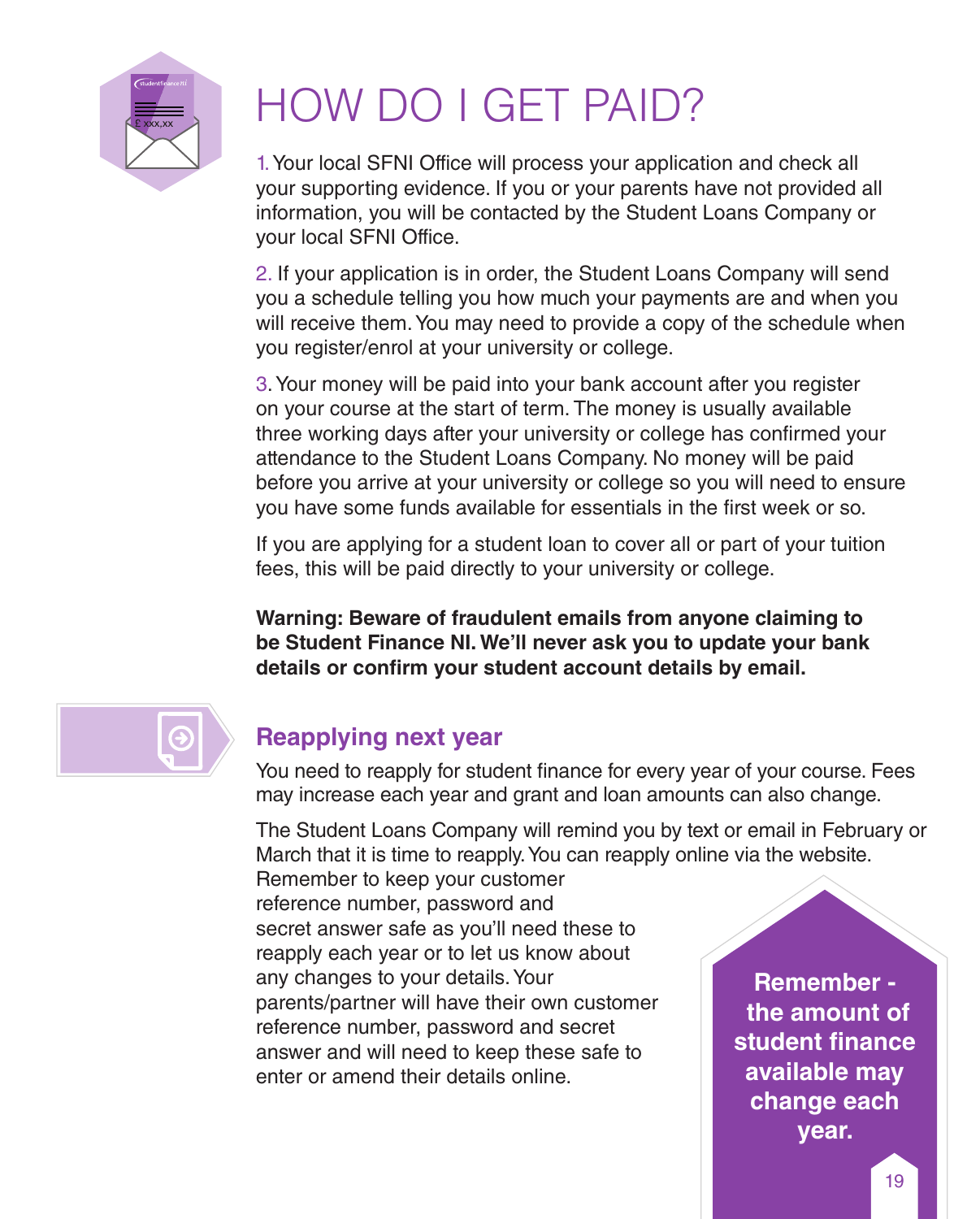# HOW DO I GET PAID?

1. Your local SFNI Office will process your application and check all your supporting evidence. If you or your parents have not provided all information, you will be contacted by the Student Loans Company or your local SFNI Office.

2. If your application is in order, the Student Loans Company will send you a schedule telling you how much your payments are and when you will receive them. You may need to provide a copy of the schedule when you register/enrol at your university or college.

3. Your money will be paid into your bank account after you register on your course at the start of term. The money is usually available three working days after your university or college has confirmed your attendance to the Student Loans Company. No money will be paid before you arrive at your university or college so you will need to ensure you have some funds available for essentials in the first week or so.

If you are applying for a student loan to cover all or part of your tuition fees, this will be paid directly to your university or college.

**Warning: Beware of fraudulent emails from anyone claiming to be Student Finance NI. We'll never ask you to update your bank details or confirm your student account details by email.**

## Reapplying next year

You need to reapply for student finance for every year of your course. Fees may increase each year and grant and loan amounts can also change.

The Student Loans Company will remind you by text or email in February or March that it is time to reapply. You can reapply online via the website. Remember to keep your customer reference number, password and secret answer safe as you'll need these to reapply each year or to let us know about any changes to your details. Your parents/partner will have their own customer reference number, password and secret answer and will need to keep these safe to enter or amend their details online.

**Remember - the amount of student finance available may change each year.**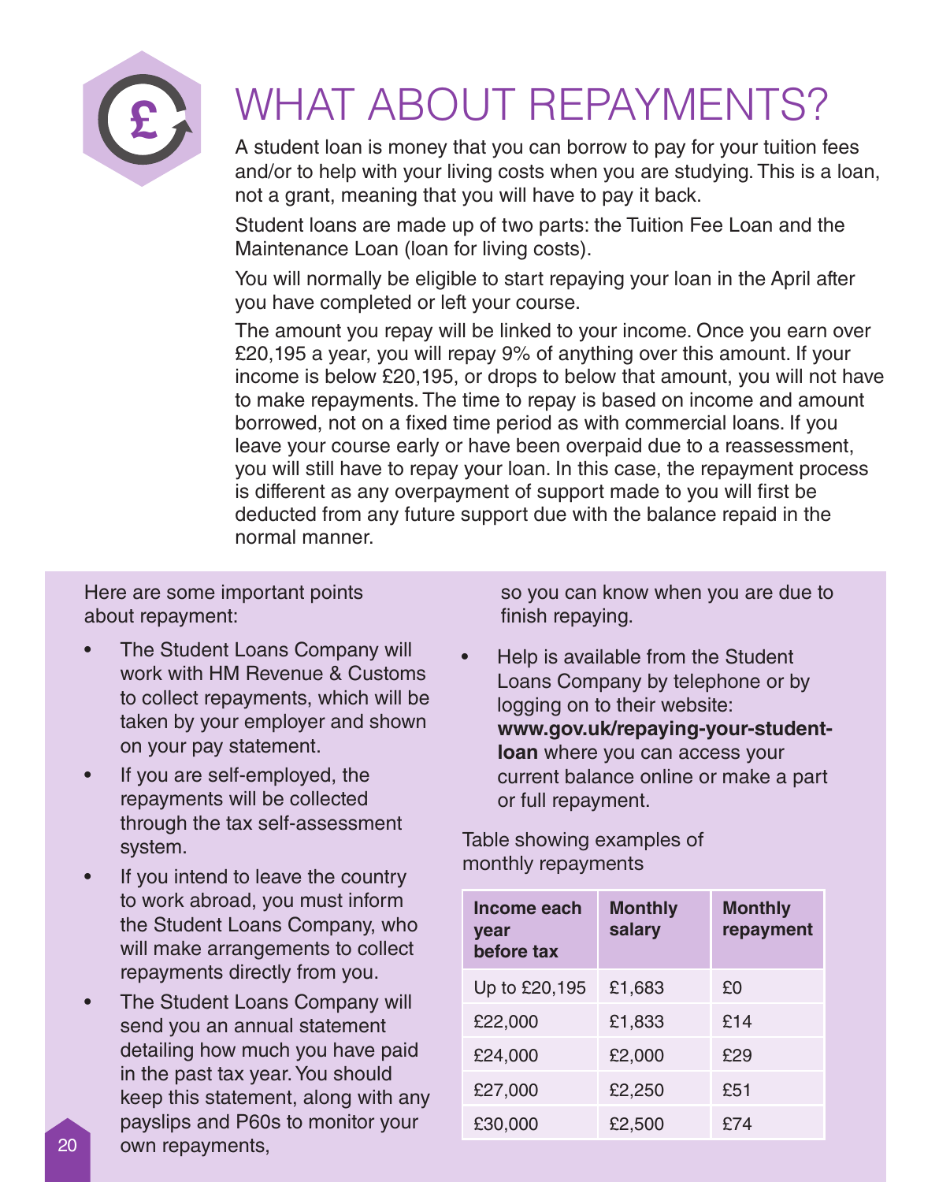# WHAT ABOUT REPAYMENTS?

A student loan is money that you can borrow to pay for your tuition fees and/or to help with your living costs when you are studying. This is a loan, not a grant, meaning that you will have to pay it back.

Student loans are made up of two parts: the Tuition Fee Loan and the Maintenance Loan (loan for living costs).

You will normally be eligible to start repaying your loan in the April after you have completed or left your course.

The amount you repay will be linked to your income. Once you earn over £20,195 a year, you will repay 9% of anything over this amount. If your income is below £20,195, or drops to below that amount, you will not have to make repayments. The time to repay is based on income and amount borrowed, not on a fixed time period as with commercial loans. If you leave your course early or have been overpaid due to a reassessment, you will still have to repay your loan. In this case, the repayment process is different as any overpayment of support made to you will first be deducted from any future support due with the balance repaid in the normal manner.

Here are some important points about repayment:

- The Student Loans Company will work with HM Revenue & Customs to collect repayments, which will be taken by your employer and shown on your pay statement.
- If you are self-employed, the repayments will be collected through the tax self-assessment system.
- If you intend to leave the country to work abroad, you must inform the Student Loans Company, who will make arrangements to collect repayments directly from you.
- The Student Loans Company will send you an annual statement detailing how much you have paid in the past tax year. You should keep this statement, along with any payslips and P60s to monitor your own repayments, so you can know when you are due to finish repaying.
- Help is available from the Student Loans Company by telephone or by logging on to their website: **www.gov.uk/repaying-your-student-loan** where you can access your current balance online or make a part or full repayment.

Table showing examples of monthly repayments

| Income each year before tax | Monthly salary | Monthly repayment |
| --- | --- | --- |
| Up to £20,195 | £1,683 | £0 |
| £22,000 | £1,833 | £14 |
| £24,000 | £2,000 | £29 |
| £27,000 | £2,250 | £51 |
| £30,000 | £2,500 | £74 |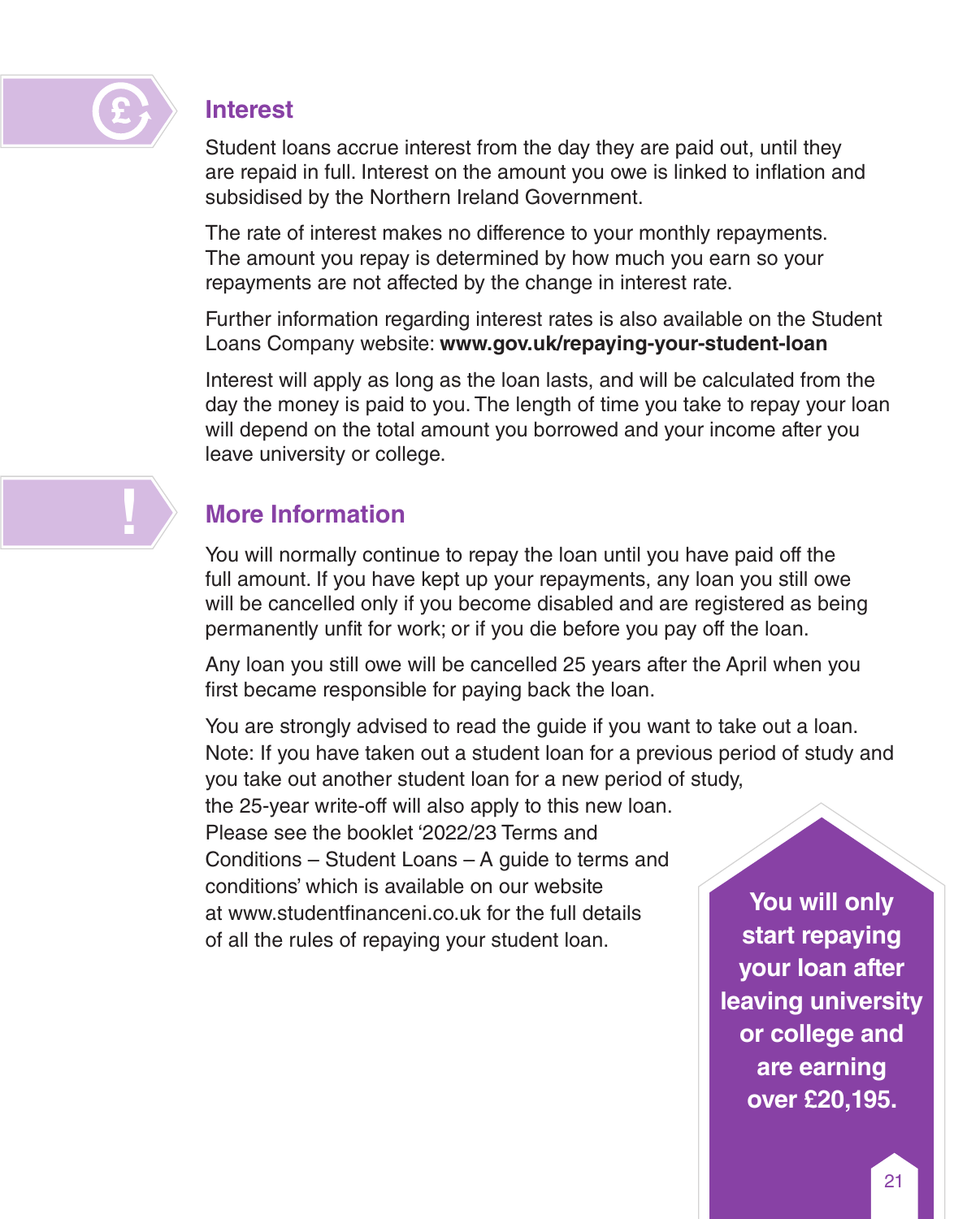## Interest

Student loans accrue interest from the day they are paid out, until they are repaid in full. Interest on the amount you owe is linked to inflation and subsidised by the Northern Ireland Government.

The rate of interest makes no difference to your monthly repayments. The amount you repay is determined by how much you earn so your repayments are not affected by the change in interest rate.

Further information regarding interest rates is also available on the Student Loans Company website: **www.gov.uk/repaying-your-student-loan**

Interest will apply as long as the loan lasts, and will be calculated from the day the money is paid to you. The length of time you take to repay your loan will depend on the total amount you borrowed and your income after you leave university or college.

## More Information

You will normally continue to repay the loan until you have paid off the full amount. If you have kept up your repayments, any loan you still owe will be cancelled only if you become disabled and are registered as being permanently unfit for work; or if you die before you pay off the loan.

Any loan you still owe will be cancelled 25 years after the April when you first became responsible for paying back the loan.

You are strongly advised to read the guide if you want to take out a loan. Note: If you have taken out a student loan for a previous period of study and you take out another student loan for a new period of study, the 25-year write-off will also apply to this new loan. Please see the booklet '2022/23 Terms and Conditions – Student Loans – A guide to terms and conditions' which is available on our website at www.studentfinanceni.co.uk for the full details of all the rules of repaying your student loan.

**You will only start repaying your loan after leaving university or college and are earning over £20,195.**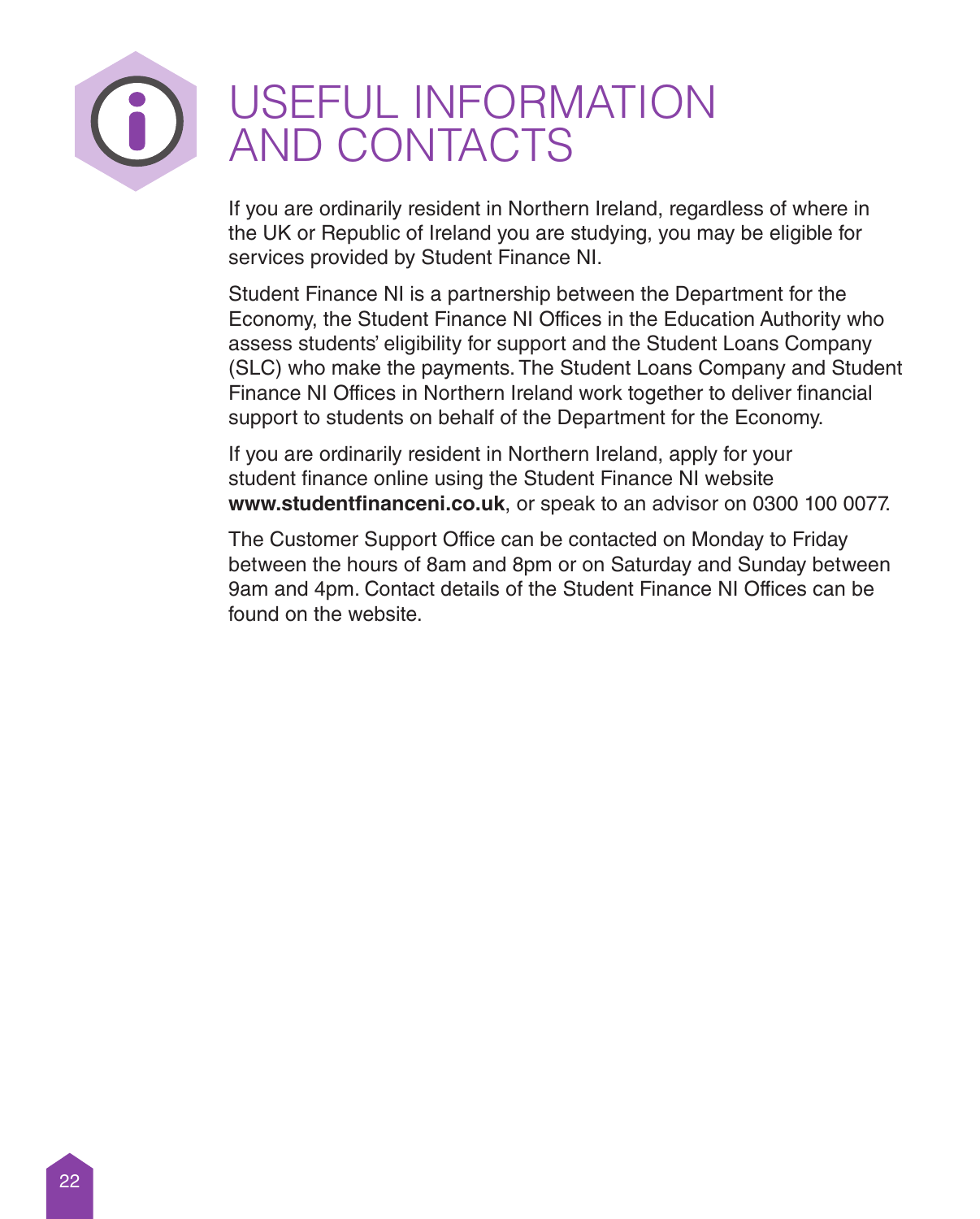# USEFUL INFORMATION AND CONTACTS

If you are ordinarily resident in Northern Ireland, regardless of where in the UK or Republic of Ireland you are studying, you may be eligible for services provided by Student Finance NI.

Student Finance NI is a partnership between the Department for the Economy, the Student Finance NI Offices in the Education Authority who assess students' eligibility for support and the Student Loans Company (SLC) who make the payments. The Student Loans Company and Student Finance NI Offices in Northern Ireland work together to deliver financial support to students on behalf of the Department for the Economy.

If you are ordinarily resident in Northern Ireland, apply for your student finance online using the Student Finance NI website **www.studentfinanceni.co.uk**, or speak to an advisor on 0300 100 0077.

The Customer Support Office can be contacted on Monday to Friday between the hours of 8am and 8pm or on Saturday and Sunday between 9am and 4pm. Contact details of the Student Finance NI Offices can be found on the website.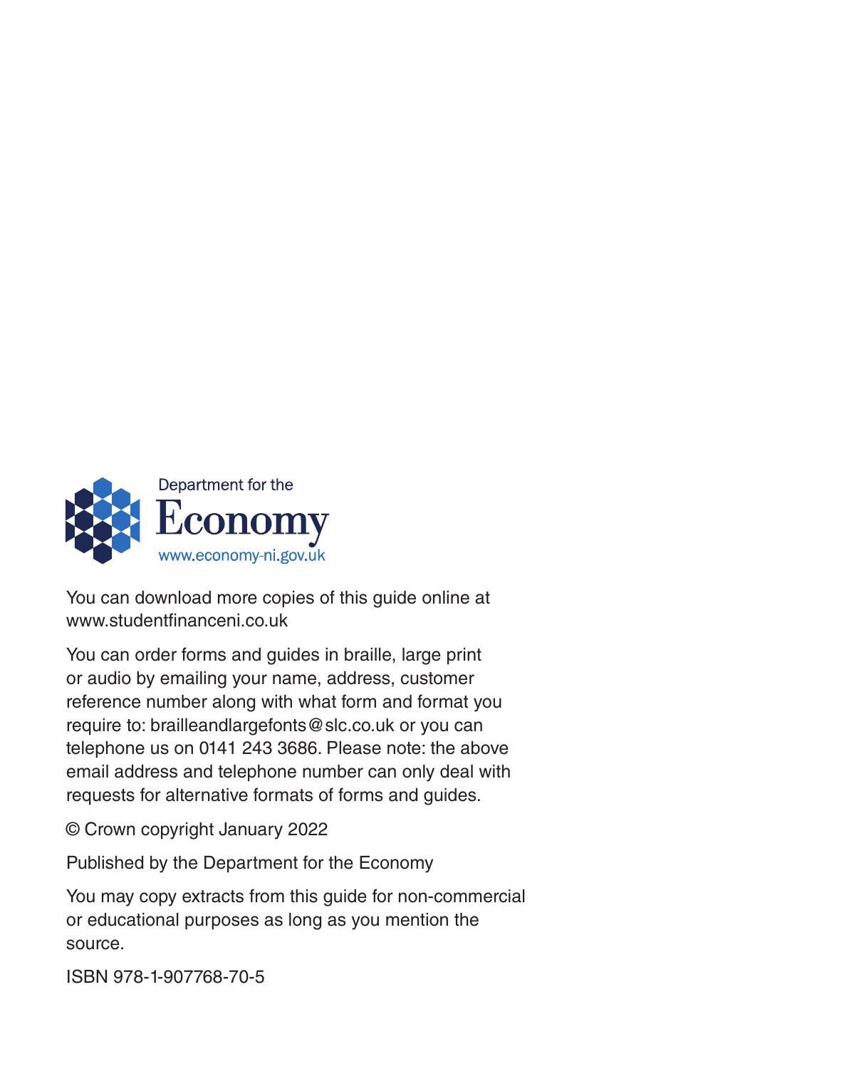Department for the

Economy

www.economy-ni.gov.uk

You can download more copies of this guide online at www.studentfinanceni.co.uk

You can order forms and guides in braille, large print or audio by emailing your name, address, customer reference number along with what form and format you require to: brailleandlargefonts@slc.co.uk or you can telephone us on 0141 243 3686. Please note: the above email address and telephone number can only deal with requests for alternative formats of forms and guides.

© Crown copyright January 2022

Published by the Department for the Economy

You may copy extracts from this guide for non-commercial or educational purposes as long as you mention the source.

ISBN 978-1-907768-70-5